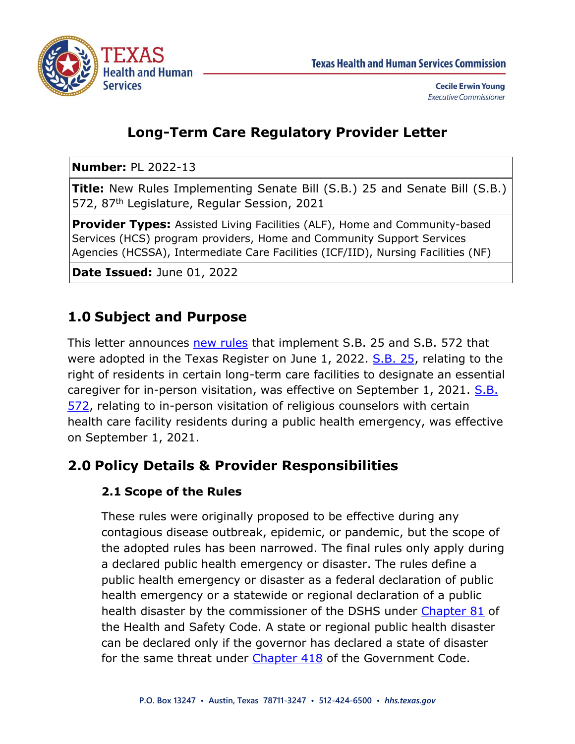Texas Health and Human Services Commission

Cecile Erwin Young
*Executive Commissioner*

# Long-Term Care Regulatory Provider Letter

| |
|---|
| **Number:** PL 2022-13 |
| **Title:** New Rules Implementing Senate Bill (S.B.) 25 and Senate Bill (S.B.) 572, 87th Legislature, Regular Session, 2021 |
| **Provider Types:** Assisted Living Facilities (ALF), Home and Community-based Services (HCS) program providers, Home and Community Support Services Agencies (HCSSA), Intermediate Care Facilities (ICF/IID), Nursing Facilities (NF) |
| **Date Issued:** June 01, 2022 |

## 1.0 Subject and Purpose

This letter announces new rules that implement S.B. 25 and S.B. 572 that were adopted in the Texas Register on June 1, 2022. S.B. 25, relating to the right of residents in certain long-term care facilities to designate an essential caregiver for in-person visitation, was effective on September 1, 2021. S.B. 572, relating to in-person visitation of religious counselors with certain health care facility residents during a public health emergency, was effective on September 1, 2021.

## 2.0 Policy Details & Provider Responsibilities

### 2.1 Scope of the Rules

These rules were originally proposed to be effective during any contagious disease outbreak, epidemic, or pandemic, but the scope of the adopted rules has been narrowed. The final rules only apply during a declared public health emergency or disaster. The rules define a public health emergency or disaster as a federal declaration of public health emergency or a statewide or regional declaration of a public health disaster by the commissioner of the DSHS under Chapter 81 of the Health and Safety Code. A state or regional public health disaster can be declared only if the governor has declared a state of disaster for the same threat under Chapter 418 of the Government Code.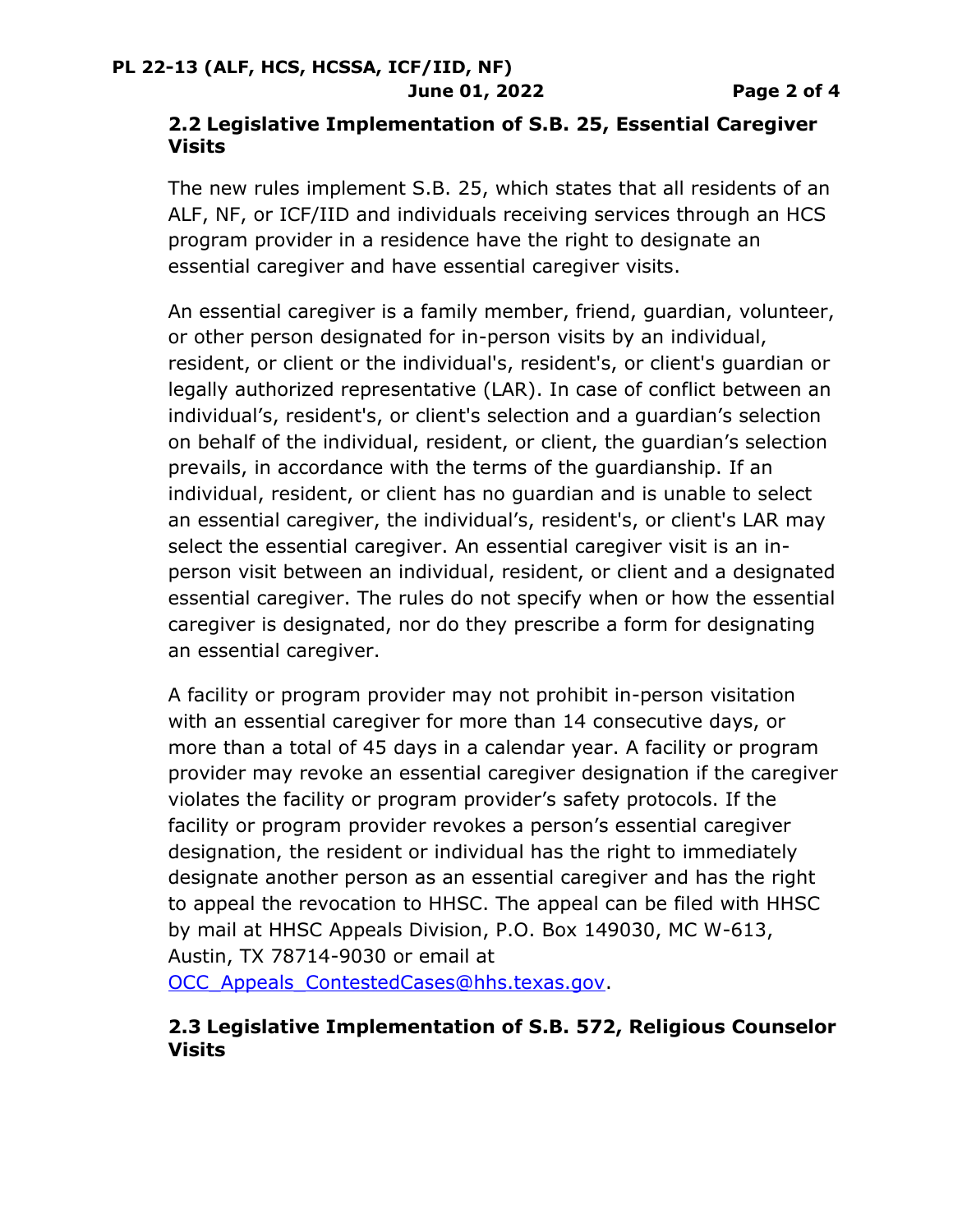### 2.2 Legislative Implementation of S.B. 25, Essential Caregiver Visits

The new rules implement S.B. 25, which states that all residents of an ALF, NF, or ICF/IID and individuals receiving services through an HCS program provider in a residence have the right to designate an essential caregiver and have essential caregiver visits.

An essential caregiver is a family member, friend, guardian, volunteer, or other person designated for in-person visits by an individual, resident, or client or the individual's, resident's, or client's guardian or legally authorized representative (LAR). In case of conflict between an individual's, resident's, or client's selection and a guardian's selection on behalf of the individual, resident, or client, the guardian's selection prevails, in accordance with the terms of the guardianship. If an individual, resident, or client has no guardian and is unable to select an essential caregiver, the individual's, resident's, or client's LAR may select the essential caregiver. An essential caregiver visit is an in-person visit between an individual, resident, or client and a designated essential caregiver. The rules do not specify when or how the essential caregiver is designated, nor do they prescribe a form for designating an essential caregiver.

A facility or program provider may not prohibit in-person visitation with an essential caregiver for more than 14 consecutive days, or more than a total of 45 days in a calendar year. A facility or program provider may revoke an essential caregiver designation if the caregiver violates the facility or program provider's safety protocols. If the facility or program provider revokes a person's essential caregiver designation, the resident or individual has the right to immediately designate another person as an essential caregiver and has the right to appeal the revocation to HHSC. The appeal can be filed with HHSC by mail at HHSC Appeals Division, P.O. Box 149030, MC W-613, Austin, TX 78714-9030 or email at OCC_Appeals_ContestedCases@hhs.texas.gov.

### 2.3 Legislative Implementation of S.B. 572, Religious Counselor Visits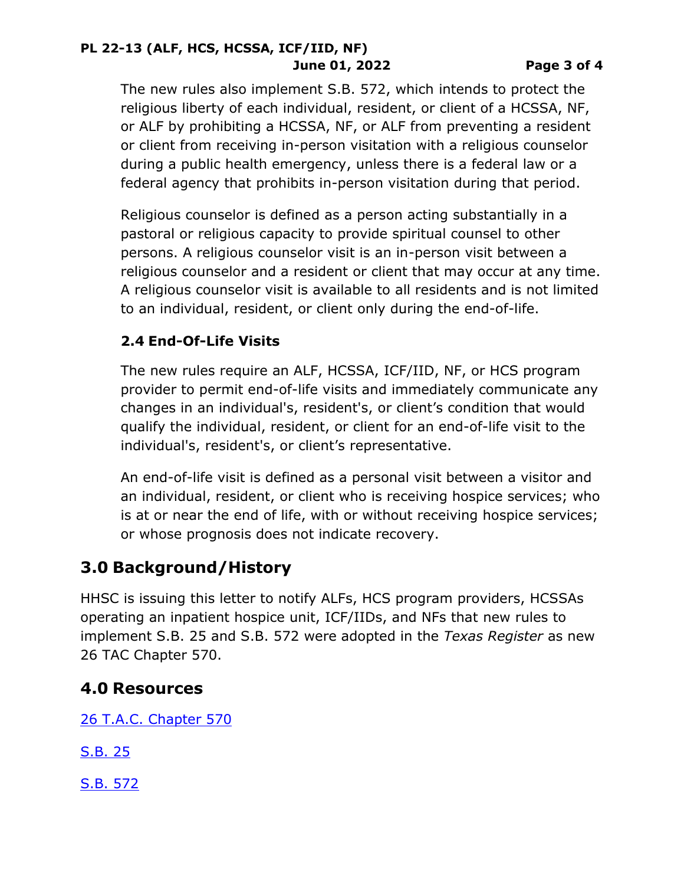The new rules also implement S.B. 572, which intends to protect the religious liberty of each individual, resident, or client of a HCSSA, NF, or ALF by prohibiting a HCSSA, NF, or ALF from preventing a resident or client from receiving in-person visitation with a religious counselor during a public health emergency, unless there is a federal law or a federal agency that prohibits in-person visitation during that period.

Religious counselor is defined as a person acting substantially in a pastoral or religious capacity to provide spiritual counsel to other persons. A religious counselor visit is an in-person visit between a religious counselor and a resident or client that may occur at any time. A religious counselor visit is available to all residents and is not limited to an individual, resident, or client only during the end-of-life.

### 2.4 End-Of-Life Visits

The new rules require an ALF, HCSSA, ICF/IID, NF, or HCS program provider to permit end-of-life visits and immediately communicate any changes in an individual's, resident's, or client's condition that would qualify the individual, resident, or client for an end-of-life visit to the individual's, resident's, or client's representative.

An end-of-life visit is defined as a personal visit between a visitor and an individual, resident, or client who is receiving hospice services; who is at or near the end of life, with or without receiving hospice services; or whose prognosis does not indicate recovery.

## 3.0 Background/History

HHSC is issuing this letter to notify ALFs, HCS program providers, HCSSAs operating an inpatient hospice unit, ICF/IIDs, and NFs that new rules to implement S.B. 25 and S.B. 572 were adopted in the *Texas Register* as new 26 TAC Chapter 570.

## 4.0 Resources

26 T.A.C. Chapter 570

S.B. 25

S.B. 572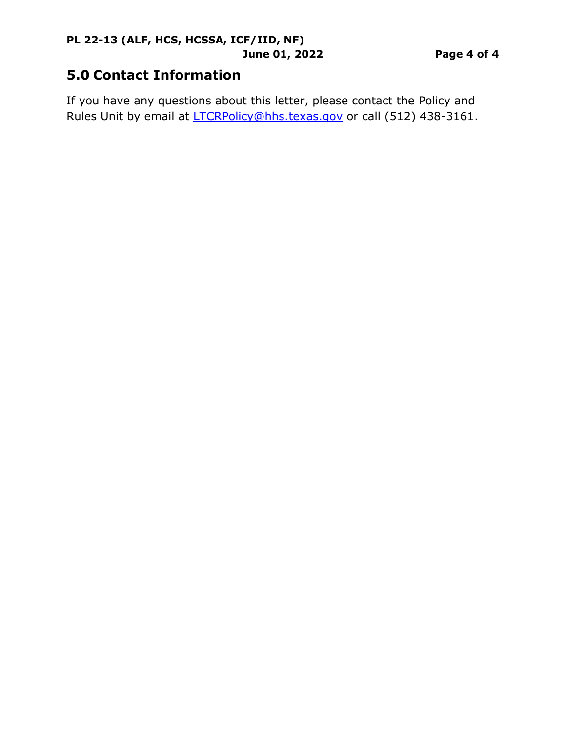## 5.0 Contact Information

If you have any questions about this letter, please contact the Policy and Rules Unit by email at LTCRPolicy@hhs.texas.gov or call (512) 438-3161.